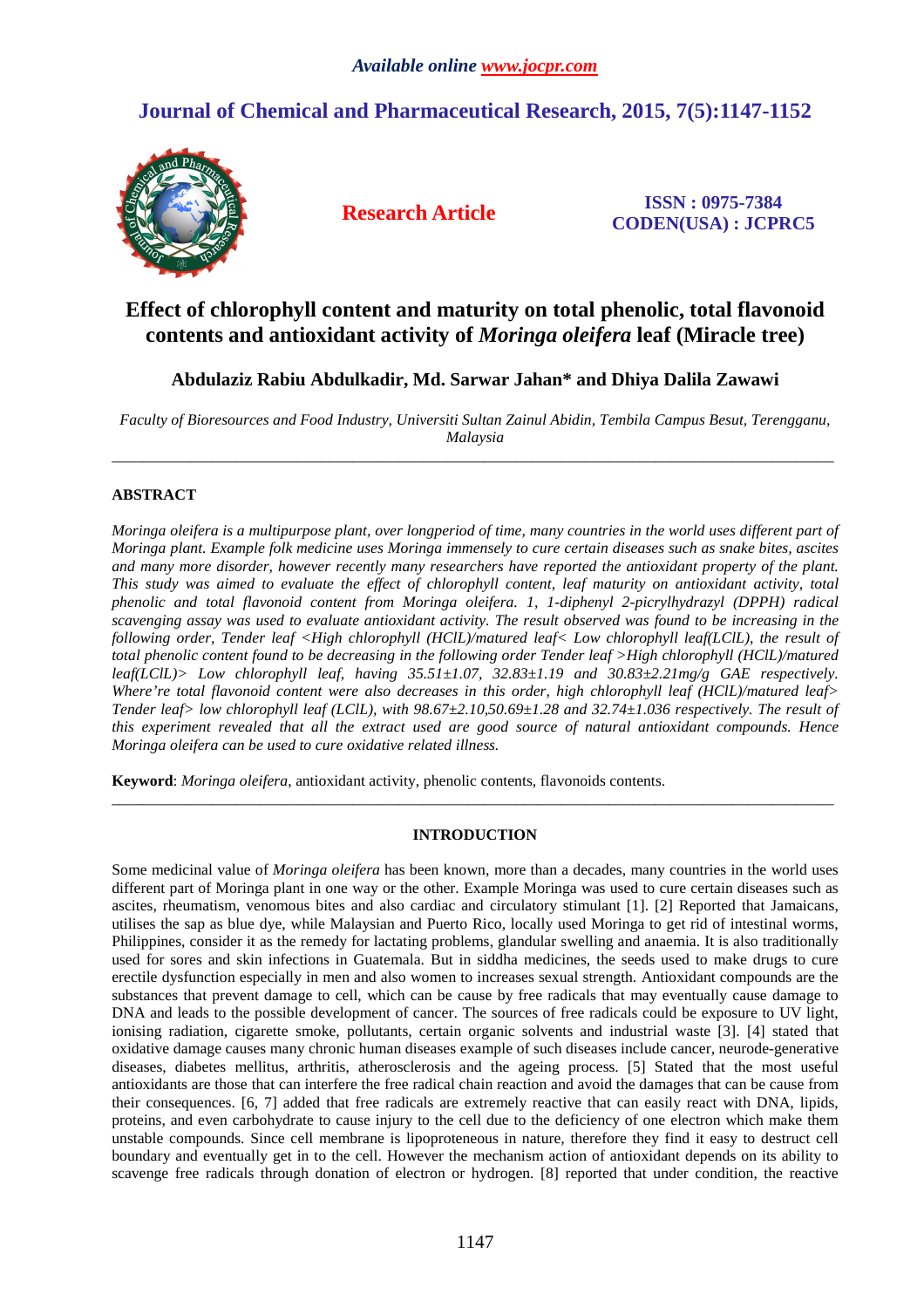*Available online www.jocpr.com*

# Journal of Chemical and Pharmaceutical Research, 2015, 7(5):1147-1152

**Research Article**

**ISSN : 0975-7384**
**CODEN(USA) : JCPRC5**

## Effect of chlorophyll content and maturity on total phenolic, total flavonoid contents and antioxidant activity of *Moringa oleifera* leaf (Miracle tree)

**Abdulaziz Rabiu Abdulkadir, Md. Sarwar Jahan* and Dhiya Dalila Zawawi**

*Faculty of Bioresources and Food Industry, Universiti Sultan Zainul Abidin, Tembila Campus Besut, Terengganu, Malaysia*

---

### ABSTRACT

*Moringa oleifera is a multipurpose plant, over longperiod of time, many countries in the world uses different part of Moringa plant. Example folk medicine uses Moringa immensely to cure certain diseases such as snake bites, ascites and many more disorder, however recently many researchers have reported the antioxidant property of the plant. This study was aimed to evaluate the effect of chlorophyll content, leaf maturity on antioxidant activity, total phenolic and total flavonoid content from Moringa oleifera. 1, 1-diphenyl 2-picrylhydrazyl (DPPH) radical scavenging assay was used to evaluate antioxidant activity. The result observed was found to be increasing in the following order, Tender leaf <High chlorophyll (HClL)/matured leaf< Low chlorophyll leaf(LClL), the result of total phenolic content found to be decreasing in the following order Tender leaf >High chlorophyll (HClL)/matured leaf(LClL)> Low chlorophyll leaf, having 35.51±1.07, 32.83±1.19 and 30.83±2.21mg/g GAE respectively. Where're total flavonoid content were also decreases in this order, high chlorophyll leaf (HClL)/matured leaf> Tender leaf> low chlorophyll leaf (LClL), with 98.67±2.10,50.69±1.28 and 32.74±1.036 respectively. The result of this experiment revealed that all the extract used are good source of natural antioxidant compounds. Hence Moringa oleifera can be used to cure oxidative related illness.*

**Keyword**: *Moringa oleifera*, antioxidant activity, phenolic contents, flavonoids contents.

---

### INTRODUCTION

Some medicinal value of *Moringa oleifera* has been known, more than a decades, many countries in the world uses different part of Moringa plant in one way or the other. Example Moringa was used to cure certain diseases such as ascites, rheumatism, venomous bites and also cardiac and circulatory stimulant [1]. [2] Reported that Jamaicans, utilises the sap as blue dye, while Malaysian and Puerto Rico, locally used Moringa to get rid of intestinal worms, Philippines, consider it as the remedy for lactating problems, glandular swelling and anaemia. It is also traditionally used for sores and skin infections in Guatemala. But in siddha medicines, the seeds used to make drugs to cure erectile dysfunction especially in men and also women to increases sexual strength. Antioxidant compounds are the substances that prevent damage to cell, which can be cause by free radicals that may eventually cause damage to DNA and leads to the possible development of cancer. The sources of free radicals could be exposure to UV light, ionising radiation, cigarette smoke, pollutants, certain organic solvents and industrial waste [3]. [4] stated that oxidative damage causes many chronic human diseases example of such diseases include cancer, neurode-generative diseases, diabetes mellitus, arthritis, atherosclerosis and the ageing process. [5] Stated that the most useful antioxidants are those that can interfere the free radical chain reaction and avoid the damages that can be cause from their consequences. [6, 7] added that free radicals are extremely reactive that can easily react with DNA, lipids, proteins, and even carbohydrate to cause injury to the cell due to the deficiency of one electron which make them unstable compounds. Since cell membrane is lipoproteneous in nature, therefore they find it easy to destruct cell boundary and eventually get in to the cell. However the mechanism action of antioxidant depends on its ability to scavenge free radicals through donation of electron or hydrogen. [8] reported that under condition, the reactive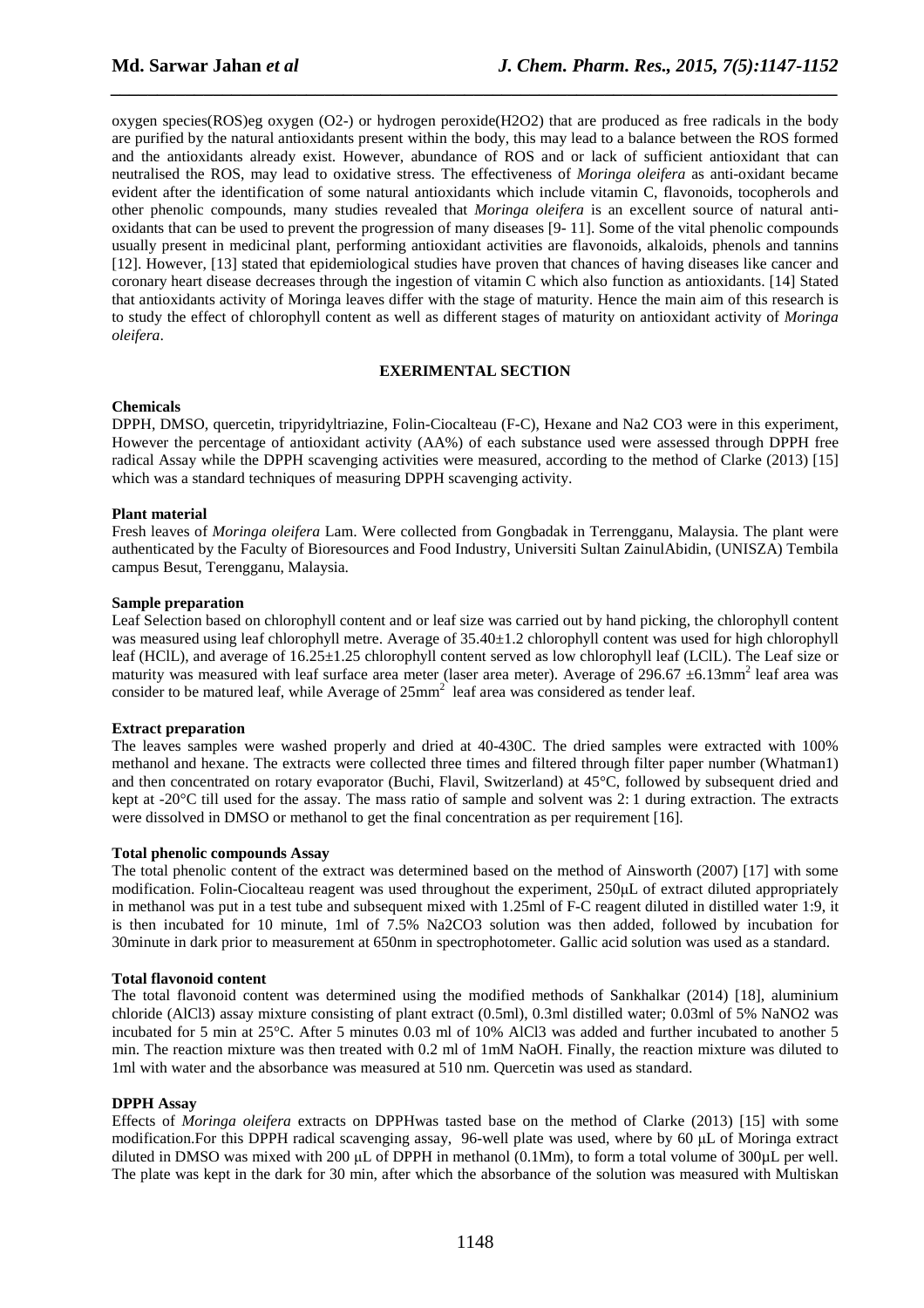oxygen species(ROS)eg oxygen ($O_2$-) or hydrogen peroxide($H_2O_2$) that are produced as free radicals in the body are purified by the natural antioxidants present within the body, this may lead to a balance between the ROS formed and the antioxidants already exist. However, abundance of ROS and or lack of sufficient antioxidant that can neutralised the ROS, may lead to oxidative stress. The effectiveness of *Moringa oleifera* as anti-oxidant became evident after the identification of some natural antioxidants which include vitamin C, flavonoids, tocopherols and other phenolic compounds, many studies revealed that *Moringa oleifera* is an excellent source of natural anti-oxidants that can be used to prevent the progression of many diseases [9- 11]. Some of the vital phenolic compounds usually present in medicinal plant, performing antioxidant activities are flavonoids, alkaloids, phenols and tannins [12]. However, [13] stated that epidemiological studies have proven that chances of having diseases like cancer and coronary heart disease decreases through the ingestion of vitamin C which also function as antioxidants. [14] Stated that antioxidants activity of Moringa leaves differ with the stage of maturity. Hence the main aim of this research is to study the effect of chlorophyll content as well as different stages of maturity on antioxidant activity of *Moringa oleifera*.

## EXERIMENTAL SECTION

### Chemicals

DPPH, DMSO, quercetin, tripyridyltriazine, Folin-Ciocalteau (F-C), Hexane and $Na_2CO_3$ were in this experiment, However the percentage of antioxidant activity (AA%) of each substance used were assessed through DPPH free radical Assay while the DPPH scavenging activities were measured, according to the method of Clarke (2013) [15] which was a standard techniques of measuring DPPH scavenging activity.

### Plant material

Fresh leaves of *Moringa oleifera* Lam. Were collected from Gongbadak in Terrengganu, Malaysia. The plant were authenticated by the Faculty of Bioresources and Food Industry, Universiti Sultan ZainulAbidin, (UNISZA) Tembila campus Besut, Terengganu, Malaysia.

### Sample preparation

Leaf Selection based on chlorophyll content and or leaf size was carried out by hand picking, the chlorophyll content was measured using leaf chlorophyll metre. Average of 35.40±1.2 chlorophyll content was used for high chlorophyll leaf (HClL), and average of 16.25±1.25 chlorophyll content served as low chlorophyll leaf (LClL). The Leaf size or maturity was measured with leaf surface area meter (laser area meter). Average of 296.67 ±6.13mm$^2$ leaf area was consider to be matured leaf, while Average of 25mm$^2$ leaf area was considered as tender leaf.

### Extract preparation

The leaves samples were washed properly and dried at 40-430C. The dried samples were extracted with 100% methanol and hexane. The extracts were collected three times and filtered through filter paper number (Whatman1) and then concentrated on rotary evaporator (Buchi, Flavil, Switzerland) at 45°C, followed by subsequent dried and kept at -20°C till used for the assay. The mass ratio of sample and solvent was 2: 1 during extraction. The extracts were dissolved in DMSO or methanol to get the final concentration as per requirement [16].

### Total phenolic compounds Assay

The total phenolic content of the extract was determined based on the method of Ainsworth (2007) [17] with some modification. Folin-Ciocalteau reagent was used throughout the experiment, 250μL of extract diluted appropriately in methanol was put in a test tube and subsequent mixed with 1.25ml of F-C reagent diluted in distilled water 1:9, it is then incubated for 10 minute, 1ml of 7.5% $Na_2CO_3$ solution was then added, followed by incubation for 30minute in dark prior to measurement at 650nm in spectrophotometer. Gallic acid solution was used as a standard.

### Total flavonoid content

The total flavonoid content was determined using the modified methods of Sankhalkar (2014) [18], aluminium chloride ($AlCl_3$) assay mixture consisting of plant extract (0.5ml), 0.3ml distilled water; 0.03ml of 5% $NaNO_2$ was incubated for 5 min at 25°C. After 5 minutes 0.03 ml of 10% $AlCl_3$ was added and further incubated to another 5 min. The reaction mixture was then treated with 0.2 ml of 1mM NaOH. Finally, the reaction mixture was diluted to 1ml with water and the absorbance was measured at 510 nm. Quercetin was used as standard.

### DPPH Assay

Effects of *Moringa oleifera* extracts on DPPHwas tasted base on the method of Clarke (2013) [15] with some modification.For this DPPH radical scavenging assay, 96-well plate was used, where by 60 μL of Moringa extract diluted in DMSO was mixed with 200 μL of DPPH in methanol (0.1Mm), to form a total volume of 300μL per well. The plate was kept in the dark for 30 min, after which the absorbance of the solution was measured with Multiskan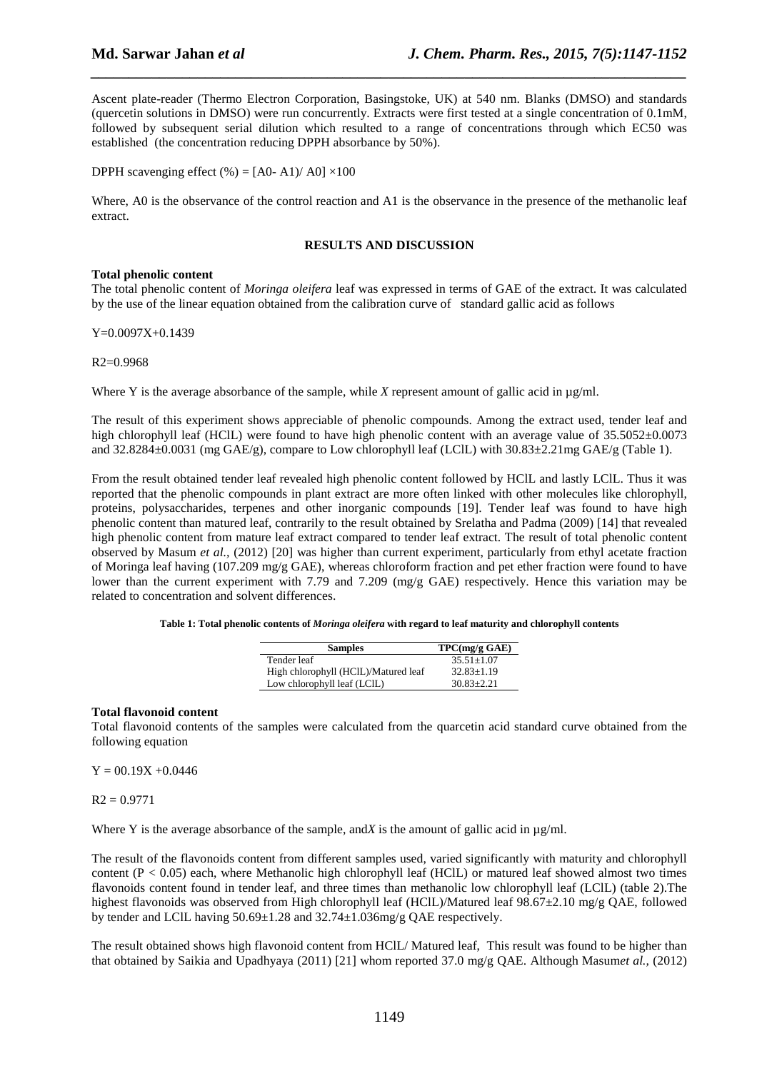Ascent plate-reader (Thermo Electron Corporation, Basingstoke, UK) at 540 nm. Blanks (DMSO) and standards (quercetin solutions in DMSO) were run concurrently. Extracts were first tested at a single concentration of 0.1mM, followed by subsequent serial dilution which resulted to a range of concentrations through which EC50 was established (the concentration reducing DPPH absorbance by 50%).

DPPH scavenging effect (%) = [A0- A1)/ A0] ×100

Where, A0 is the observance of the control reaction and A1 is the observance in the presence of the methanolic leaf extract.

## RESULTS AND DISCUSSION

### Total phenolic content

The total phenolic content of *Moringa oleifera* leaf was expressed in terms of GAE of the extract. It was calculated by the use of the linear equation obtained from the calibration curve of standard gallic acid as follows

$Y=0.0097X+0.1439$

$R2=0.9968$

Where Y is the average absorbance of the sample, while *X* represent amount of gallic acid in µg/ml.

The result of this experiment shows appreciable of phenolic compounds. Among the extract used, tender leaf and high chlorophyll leaf (HClL) were found to have high phenolic content with an average value of 35.5052±0.0073 and 32.8284±0.0031 (mg GAE/g), compare to Low chlorophyll leaf (LClL) with 30.83±2.21mg GAE/g (Table 1).

From the result obtained tender leaf revealed high phenolic content followed by HClL and lastly LClL. Thus it was reported that the phenolic compounds in plant extract are more often linked with other molecules like chlorophyll, proteins, polysaccharides, terpenes and other inorganic compounds [19]. Tender leaf was found to have high phenolic content than matured leaf, contrarily to the result obtained by Srelatha and Padma (2009) [14] that revealed high phenolic content from mature leaf extract compared to tender leaf extract. The result of total phenolic content observed by Masum *et al.,* (2012) [20] was higher than current experiment, particularly from ethyl acetate fraction of Moringa leaf having (107.209 mg/g GAE), whereas chloroform fraction and pet ether fraction were found to have lower than the current experiment with 7.79 and 7.209 (mg/g GAE) respectively. Hence this variation may be related to concentration and solvent differences.

**Table 1: Total phenolic contents of *Moringa oleifera* with regard to leaf maturity and chlorophyll contents**

| Samples | TPC(mg/g GAE) |
|---|---|
| Tender leaf | 35.51±1.07 |
| High chlorophyll (HClL)/Matured leaf | 32.83±1.19 |
| Low chlorophyll leaf (LClL) | 30.83±2.21 |

### Total flavonoid content

Total flavonoid contents of the samples were calculated from the quarcetin acid standard curve obtained from the following equation

$Y = 00.19X +0.0446$

$R2 = 0.9771$

Where Y is the average absorbance of the sample, and*X* is the amount of gallic acid in µg/ml.

The result of the flavonoids content from different samples used, varied significantly with maturity and chlorophyll content ($P < 0.05$) each, where Methanolic high chlorophyll leaf (HClL) or matured leaf showed almost two times flavonoids content found in tender leaf, and three times than methanolic low chlorophyll leaf (LClL) (table 2).The highest flavonoids was observed from High chlorophyll leaf (HClL)/Matured leaf 98.67±2.10 mg/g QAE, followed by tender and LClL having 50.69±1.28 and 32.74±1.036mg/g QAE respectively.

The result obtained shows high flavonoid content from HClL/ Matured leaf, This result was found to be higher than that obtained by Saikia and Upadhyaya (2011) [21] whom reported 37.0 mg/g QAE. Although Masum*et al.,* (2012)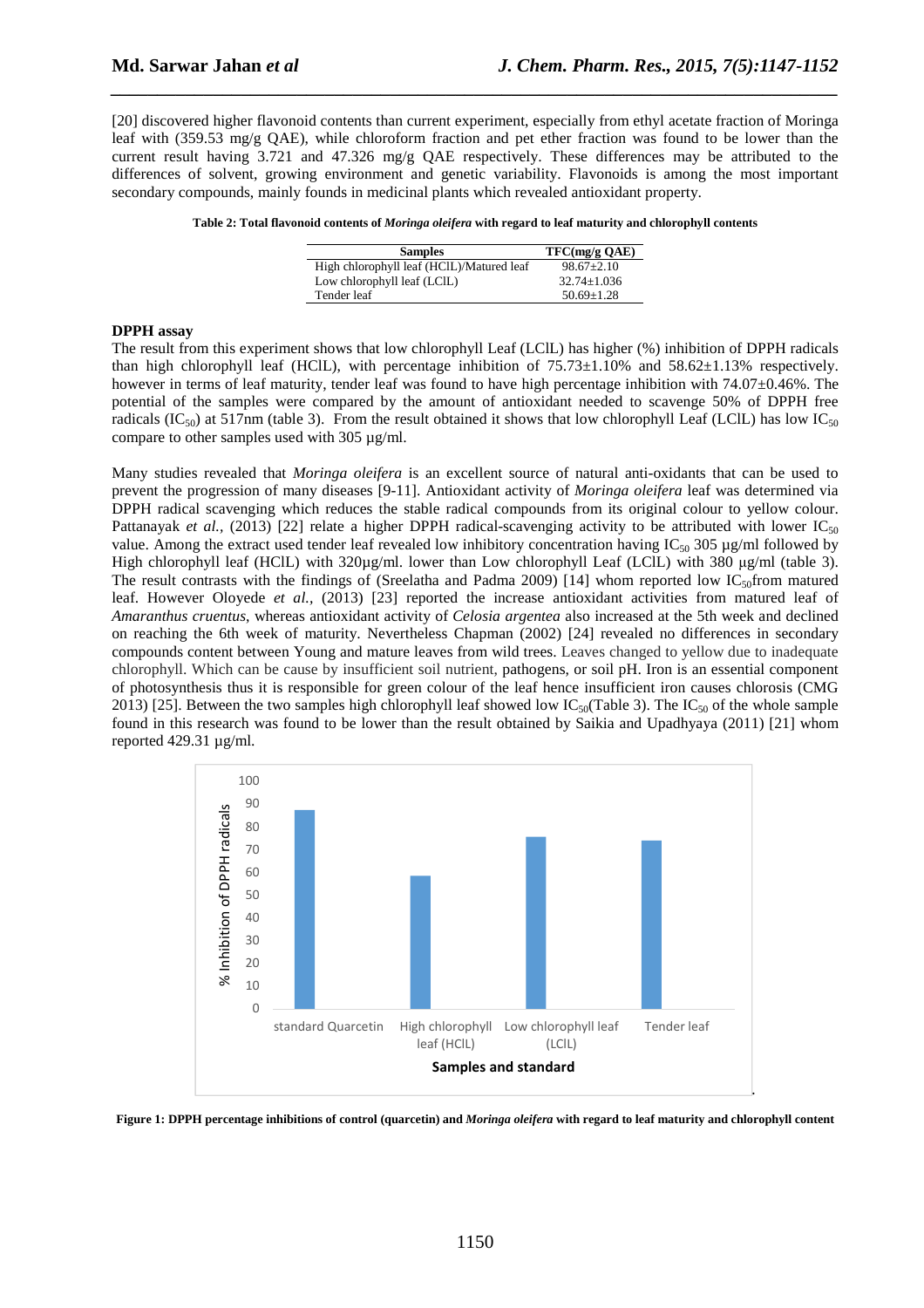[20] discovered higher flavonoid contents than current experiment, especially from ethyl acetate fraction of Moringa leaf with (359.53 mg/g QAE), while chloroform fraction and pet ether fraction was found to be lower than the current result having 3.721 and 47.326 mg/g QAE respectively. These differences may be attributed to the differences of solvent, growing environment and genetic variability. Flavonoids is among the most important secondary compounds, mainly founds in medicinal plants which revealed antioxidant property.

**Table 2: Total flavonoid contents of *Moringa oleifera* with regard to leaf maturity and chlorophyll contents**

| Samples | TFC(mg/g QAE) |
|---|---|
| High chlorophyll leaf (HClL)/Matured leaf | 98.67±2.10 |
| Low chlorophyll leaf (LClL) | 32.74±1.036 |
| Tender leaf | 50.69±1.28 |

**DPPH assay**

The result from this experiment shows that low chlorophyll Leaf (LClL) has higher (%) inhibition of DPPH radicals than high chlorophyll leaf (HClL), with percentage inhibition of 75.73±1.10% and 58.62±1.13% respectively. however in terms of leaf maturity, tender leaf was found to have high percentage inhibition with 74.07±0.46%. The potential of the samples were compared by the amount of antioxidant needed to scavenge 50% of DPPH free radicals ($IC_{50}$) at 517nm (table 3). From the result obtained it shows that low chlorophyll Leaf (LClL) has low $IC_{50}$ compare to other samples used with 305 µg/ml.

Many studies revealed that *Moringa oleifera* is an excellent source of natural anti-oxidants that can be used to prevent the progression of many diseases [9-11]. Antioxidant activity of *Moringa oleifera* leaf was determined via DPPH radical scavenging which reduces the stable radical compounds from its original colour to yellow colour. Pattanayak *et al.*, (2013) [22] relate a higher DPPH radical-scavenging activity to be attributed with lower $IC_{50}$ value. Among the extract used tender leaf revealed low inhibitory concentration having $IC_{50}$ 305 µg/ml followed by High chlorophyll leaf (HClL) with 320µg/ml. lower than Low chlorophyll Leaf (LClL) with 380 µg/ml (table 3). The result contrasts with the findings of (Sreelatha and Padma 2009) [14] whom reported low $IC_{50}$from matured leaf. However Oloyede *et al.,* (2013) [23] reported the increase antioxidant activities from matured leaf of *Amaranthus cruentus*, whereas antioxidant activity of *Celosia argentea* also increased at the 5th week and declined on reaching the 6th week of maturity. Nevertheless Chapman (2002) [24] revealed no differences in secondary compounds content between Young and mature leaves from wild trees. Leaves changed to yellow due to inadequate chlorophyll. Which can be cause by insufficient soil nutrient, pathogens, or soil pH. Iron is an essential component of photosynthesis thus it is responsible for green colour of the leaf hence insufficient iron causes chlorosis (CMG 2013) [25]. Between the two samples high chlorophyll leaf showed low $IC_{50}$(Table 3). The $IC_{50}$ of the whole sample found in this research was found to be lower than the result obtained by Saikia and Upadhyaya (2011) [21] whom reported 429.31 µg/ml.

% Inhibition of DPPH radicals
100
90
80
70
60
50
40
30
20
10
0
standard Quarcetin
High chlorophyll leaf (HClL)
Low chlorophyll leaf (LClL)
Tender leaf
Samples and standard

**Figure 1: DPPH percentage inhibitions of control (quarcetin) and *Moringa oleifera* with regard to leaf maturity and chlorophyll content**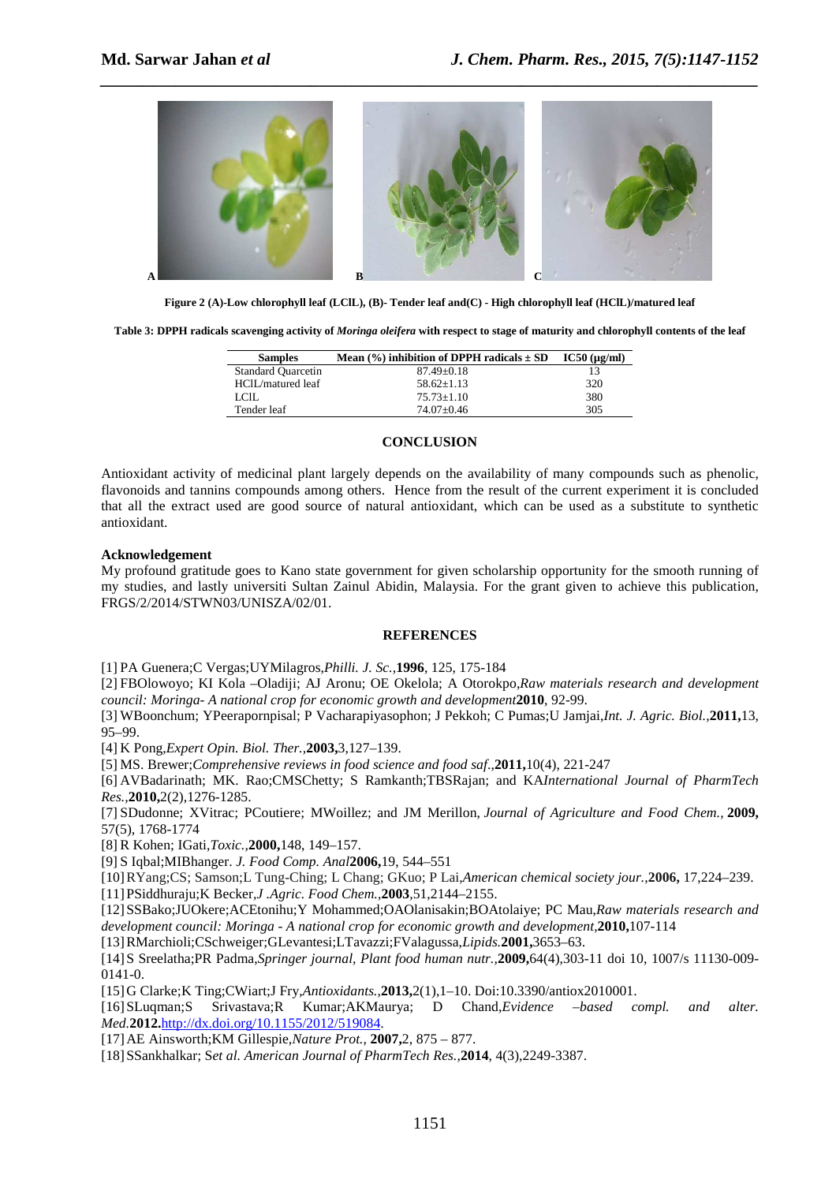A B C

Figure 2 (A)-Low chlorophyll leaf (LClL), (B)- Tender leaf and(C) - High chlorophyll leaf (HClL)/matured leaf

**Table 3: DPPH radicals scavenging activity of *Moringa oleifera* with respect to stage of maturity and chlorophyll contents of the leaf**

| Samples | Mean (%) inhibition of DPPH radicals ± SD | IC50 (µg/ml) |
|---|---|---|
| Standard Quarcetin | 87.49±0.18 | 13 |
| HClL/matured leaf | 58.62±1.13 | 320 |
| LClL | 75.73±1.10 | 380 |
| Tender leaf | 74.07±0.46 | 305 |

## CONCLUSION

Antioxidant activity of medicinal plant largely depends on the availability of many compounds such as phenolic, flavonoids and tannins compounds among others. Hence from the result of the current experiment it is concluded that all the extract used are good source of natural antioxidant, which can be used as a substitute to synthetic antioxidant.

**Acknowledgement**

My profound gratitude goes to Kano state government for given scholarship opportunity for the smooth running of my studies, and lastly universiti Sultan Zainul Abidin, Malaysia. For the grant given to achieve this publication, FRGS/2/2014/STWN03/UNISZA/02/01.

## REFERENCES

[1] PA Guenera;C Vergas;UYMilagros,*Philli. J. Sc.*,**1996**, 125, 175-184

[2] FBOlowoyo; KI Kola –Oladiji; AJ Aronu; OE Okelola; A Otorokpo,*Raw materials research and development council: Moringa- A national crop for economic growth and development***2010**, 92-99.

[3] WBoonchum; YPeerapornpisal; P Vacharapiyasophon; J Pekkoh; C Pumas;U Jamjai,*Int. J. Agric. Biol.*,**2011,**13, 95–99.

[4] K Pong,*Expert Opin. Biol. Ther.*,**2003,**3,127–139.

[5] MS. Brewer;*Comprehensive reviews in food science and food saf.*,**2011,**10(4), 221-247

[6] AVBadarinath; MK. Rao;CMSChetty; S Ramkanth;TBSRajan; and KA*International Journal of PharmTech Res.*,**2010,**2(2),1276-1285.

[7] SDudonne; XVitrac; PCoutiere; MWoillez; and JM Merillon, *Journal of Agriculture and Food Chem.*, **2009,** 57(5), 1768-1774

[8] R Kohen; IGati,*Toxic.*,**2000,**148, 149–157.

[9] S Iqbal;MIBhanger. *J. Food Comp. Anal***2006,**19, 544–551

[10] RYang;CS; Samson;L Tung-Ching; L Chang; GKuo; P Lai,*American chemical society jour.*,**2006,** 17,224–239.

[11] PSiddhuraju;K Becker,*J .Agric. Food Chem.*,**2003**,51,2144–2155.

[12] SSBako;JUOkere;ACEtonihu;Y Mohammed;OAOlanisakin;BOAtolaiye; PC Mau,*Raw materials research and development council: Moringa - A national crop for economic growth and development,***2010,**107-114

[13] RMarchioli;CSchweiger;GLevantesi;LTavazzi;FValagussa,*Lipids.***2001,**3653–63.

[14] S Sreelatha;PR Padma,*Springer journal, Plant food human nutr.*,**2009,**64(4),303-11 doi 10, 1007/s 11130-009-0141-0.

[15] G Clarke;K Ting;CWiart;J Fry,*Antioxidants.*,**2013,**2(1),1–10. Doi:10.3390/antiox2010001.

[16] SLuqman;S Srivastava;R Kumar;AKMaurya; D Chand,*Evidence –based compl. and alter. Med.***2012.**http://dx.doi.org/10.1155/2012/519084.

[17] AE Ainsworth;KM Gillespie,*Nature Prot.*, **2007,**2, 875 – 877.

[18] SSankhalkar; S*et al. American Journal of PharmTech Res.*,**2014**, 4(3),2249-3387.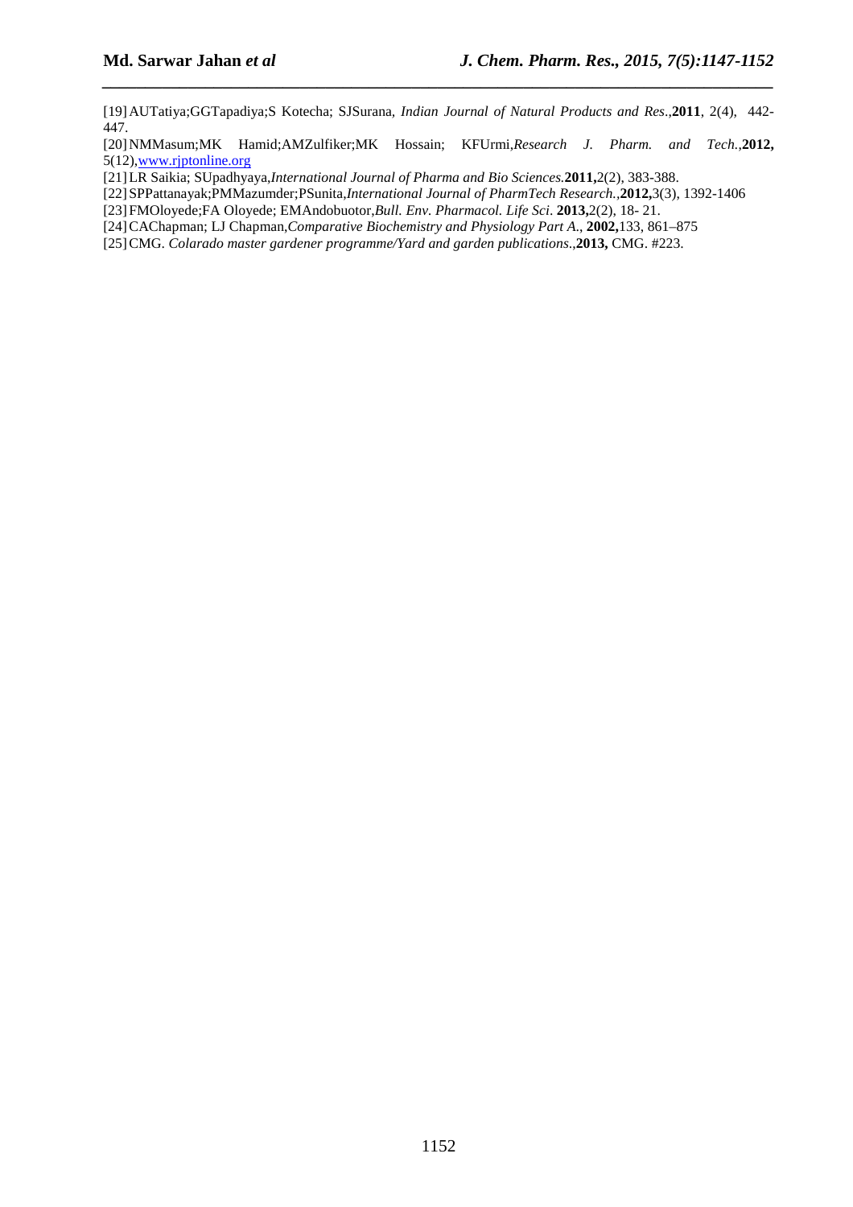[19] AUTatiya;GGTapadiya;S Kotecha; SJSurana, *Indian Journal of Natural Products and Res*.,**2011**, 2(4), 442-447.

[20] NMMasum;MK Hamid;AMZulfiker;MK Hossain; KFUrmi,*Research J. Pharm. and Tech.*,**2012,** 5(12),www.rjptonline.org

[21] LR Saikia; SUpadhyaya,*International Journal of Pharma and Bio Sciences.***2011,**2(2), 383-388.

[22] SPPattanayak;PMMazumder;PSunita,*International Journal of PharmTech Research.*,**2012,**3(3), 1392-1406

[23] FMOloyede;FA Oloyede; EMAndobuotor,*Bull. Env. Pharmacol. Life Sci*. **2013,**2(2), 18- 21.

[24] CAChapman; LJ Chapman,*Comparative Biochemistry and Physiology Part A*., **2002,**133, 861–875

[25] CMG. *Colarado master gardener programme/Yard and garden publications*.,**2013,** CMG. #223.